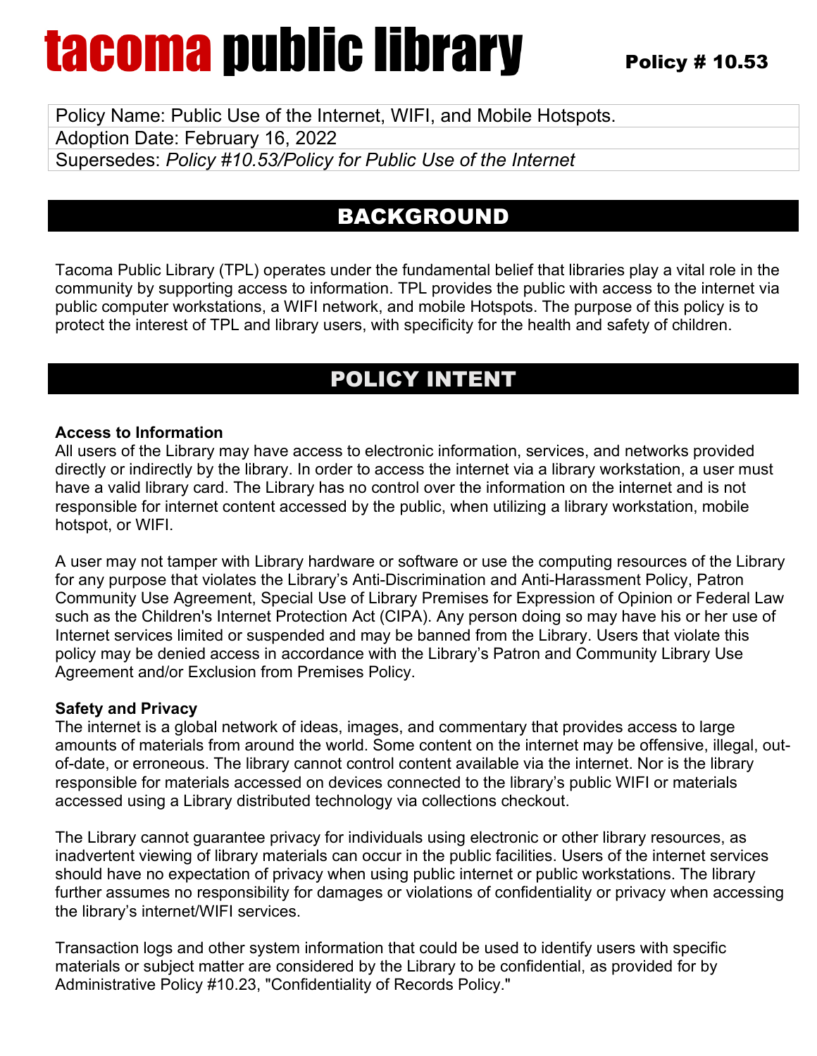# tacoma public library

**Policy # 10.53**

| Policy Name: Public Use of the Internet, WIFI, and Mobile Hotspots. |
|---|
| Adoption Date: February 16, 2022 |
| Supersedes: *Policy #10.53/Policy for Public Use of the Internet* |

## BACKGROUND

Tacoma Public Library (TPL) operates under the fundamental belief that libraries play a vital role in the community by supporting access to information. TPL provides the public with access to the internet via public computer workstations, a WIFI network, and mobile Hotspots. The purpose of this policy is to protect the interest of TPL and library users, with specificity for the health and safety of children.

## POLICY INTENT

**Access to Information**

All users of the Library may have access to electronic information, services, and networks provided directly or indirectly by the library. In order to access the internet via a library workstation, a user must have a valid library card. The Library has no control over the information on the internet and is not responsible for internet content accessed by the public, when utilizing a library workstation, mobile hotspot, or WIFI.

A user may not tamper with Library hardware or software or use the computing resources of the Library for any purpose that violates the Library's Anti-Discrimination and Anti-Harassment Policy, Patron Community Use Agreement, Special Use of Library Premises for Expression of Opinion or Federal Law such as the Children's Internet Protection Act (CIPA). Any person doing so may have his or her use of Internet services limited or suspended and may be banned from the Library. Users that violate this policy may be denied access in accordance with the Library's Patron and Community Library Use Agreement and/or Exclusion from Premises Policy.

**Safety and Privacy**

The internet is a global network of ideas, images, and commentary that provides access to large amounts of materials from around the world. Some content on the internet may be offensive, illegal, out-of-date, or erroneous. The library cannot control content available via the internet. Nor is the library responsible for materials accessed on devices connected to the library's public WIFI or materials accessed using a Library distributed technology via collections checkout.

The Library cannot guarantee privacy for individuals using electronic or other library resources, as inadvertent viewing of library materials can occur in the public facilities. Users of the internet services should have no expectation of privacy when using public internet or public workstations. The library further assumes no responsibility for damages or violations of confidentiality or privacy when accessing the library's internet/WIFI services.

Transaction logs and other system information that could be used to identify users with specific materials or subject matter are considered by the Library to be confidential, as provided for by Administrative Policy #10.23, "Confidentiality of Records Policy."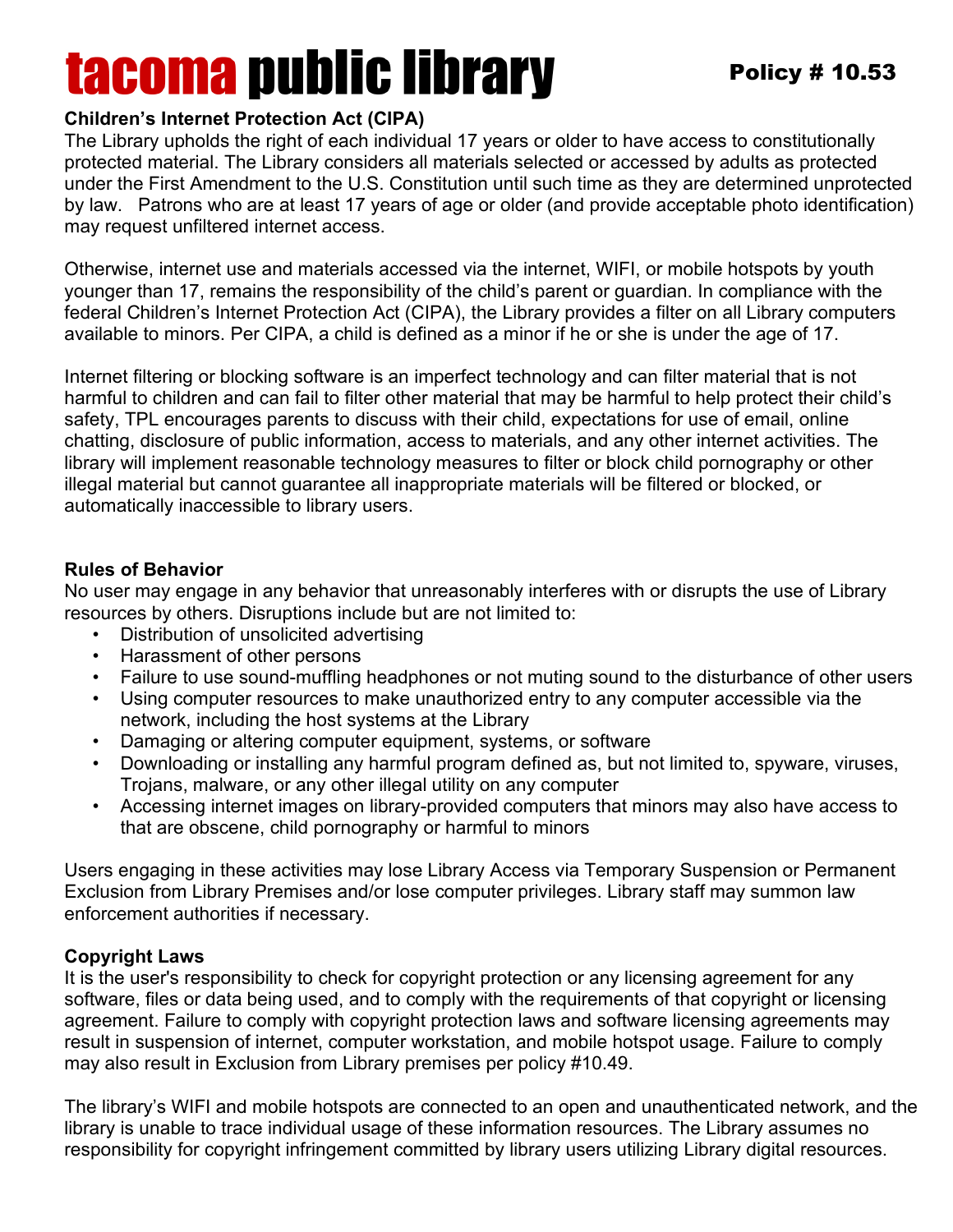# tacoma public library

**Policy # 10.53**

**Children's Internet Protection Act (CIPA)**

The Library upholds the right of each individual 17 years or older to have access to constitutionally protected material. The Library considers all materials selected or accessed by adults as protected under the First Amendment to the U.S. Constitution until such time as they are determined unprotected by law. Patrons who are at least 17 years of age or older (and provide acceptable photo identification) may request unfiltered internet access.

Otherwise, internet use and materials accessed via the internet, WIFI, or mobile hotspots by youth younger than 17, remains the responsibility of the child's parent or guardian. In compliance with the federal Children's Internet Protection Act (CIPA), the Library provides a filter on all Library computers available to minors. Per CIPA, a child is defined as a minor if he or she is under the age of 17.

Internet filtering or blocking software is an imperfect technology and can filter material that is not harmful to children and can fail to filter other material that may be harmful to help protect their child's safety, TPL encourages parents to discuss with their child, expectations for use of email, online chatting, disclosure of public information, access to materials, and any other internet activities. The library will implement reasonable technology measures to filter or block child pornography or other illegal material but cannot guarantee all inappropriate materials will be filtered or blocked, or automatically inaccessible to library users.

**Rules of Behavior**

No user may engage in any behavior that unreasonably interferes with or disrupts the use of Library resources by others. Disruptions include but are not limited to:

- Distribution of unsolicited advertising
- Harassment of other persons
- Failure to use sound-muffling headphones or not muting sound to the disturbance of other users
- Using computer resources to make unauthorized entry to any computer accessible via the network, including the host systems at the Library
- Damaging or altering computer equipment, systems, or software
- Downloading or installing any harmful program defined as, but not limited to, spyware, viruses, Trojans, malware, or any other illegal utility on any computer
- Accessing internet images on library-provided computers that minors may also have access to that are obscene, child pornography or harmful to minors

Users engaging in these activities may lose Library Access via Temporary Suspension or Permanent Exclusion from Library Premises and/or lose computer privileges. Library staff may summon law enforcement authorities if necessary.

**Copyright Laws**

It is the user's responsibility to check for copyright protection or any licensing agreement for any software, files or data being used, and to comply with the requirements of that copyright or licensing agreement. Failure to comply with copyright protection laws and software licensing agreements may result in suspension of internet, computer workstation, and mobile hotspot usage. Failure to comply may also result in Exclusion from Library premises per policy #10.49.

The library's WIFI and mobile hotspots are connected to an open and unauthenticated network, and the library is unable to trace individual usage of these information resources. The Library assumes no responsibility for copyright infringement committed by library users utilizing Library digital resources.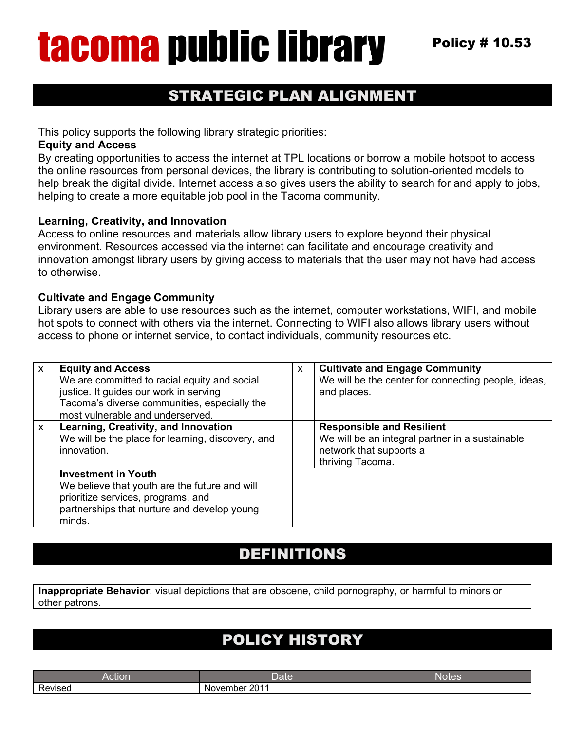# tacoma public library

**Policy # 10.53**

## STRATEGIC PLAN ALIGNMENT

This policy supports the following library strategic priorities:

**Equity and Access**

By creating opportunities to access the internet at TPL locations or borrow a mobile hotspot to access the online resources from personal devices, the library is contributing to solution-oriented models to help break the digital divide. Internet access also gives users the ability to search for and apply to jobs, helping to create a more equitable job pool in the Tacoma community.

**Learning, Creativity, and Innovation**

Access to online resources and materials allow library users to explore beyond their physical environment. Resources accessed via the internet can facilitate and encourage creativity and innovation amongst library users by giving access to materials that the user may not have had access to otherwise.

**Cultivate and Engage Community**

Library users are able to use resources such as the internet, computer workstations, WIFI, and mobile hot spots to connect with others via the internet. Connecting to WIFI also allows library users without access to phone or internet service, to contact individuals, community resources etc.

| | | | |
|---|---|---|---|
| x | **Equity and Access** We are committed to racial equity and social justice. It guides our work in serving Tacoma's diverse communities, especially the most vulnerable and underserved. | x | **Cultivate and Engage Community** We will be the center for connecting people, ideas, and places. |
| x | **Learning, Creativity, and Innovation** We will be the place for learning, discovery, and innovation. | | **Responsible and Resilient** We will be an integral partner in a sustainable network that supports a thriving Tacoma. |
| | **Investment in Youth** We believe that youth are the future and will prioritize services, programs, and partnerships that nurture and develop young minds. | | |

## DEFINITIONS

**Inappropriate Behavior**: visual depictions that are obscene, child pornography, or harmful to minors or other patrons.

## POLICY HISTORY

| Action | Date | Notes |
|---|---|---|
| Revised | November 2011 | |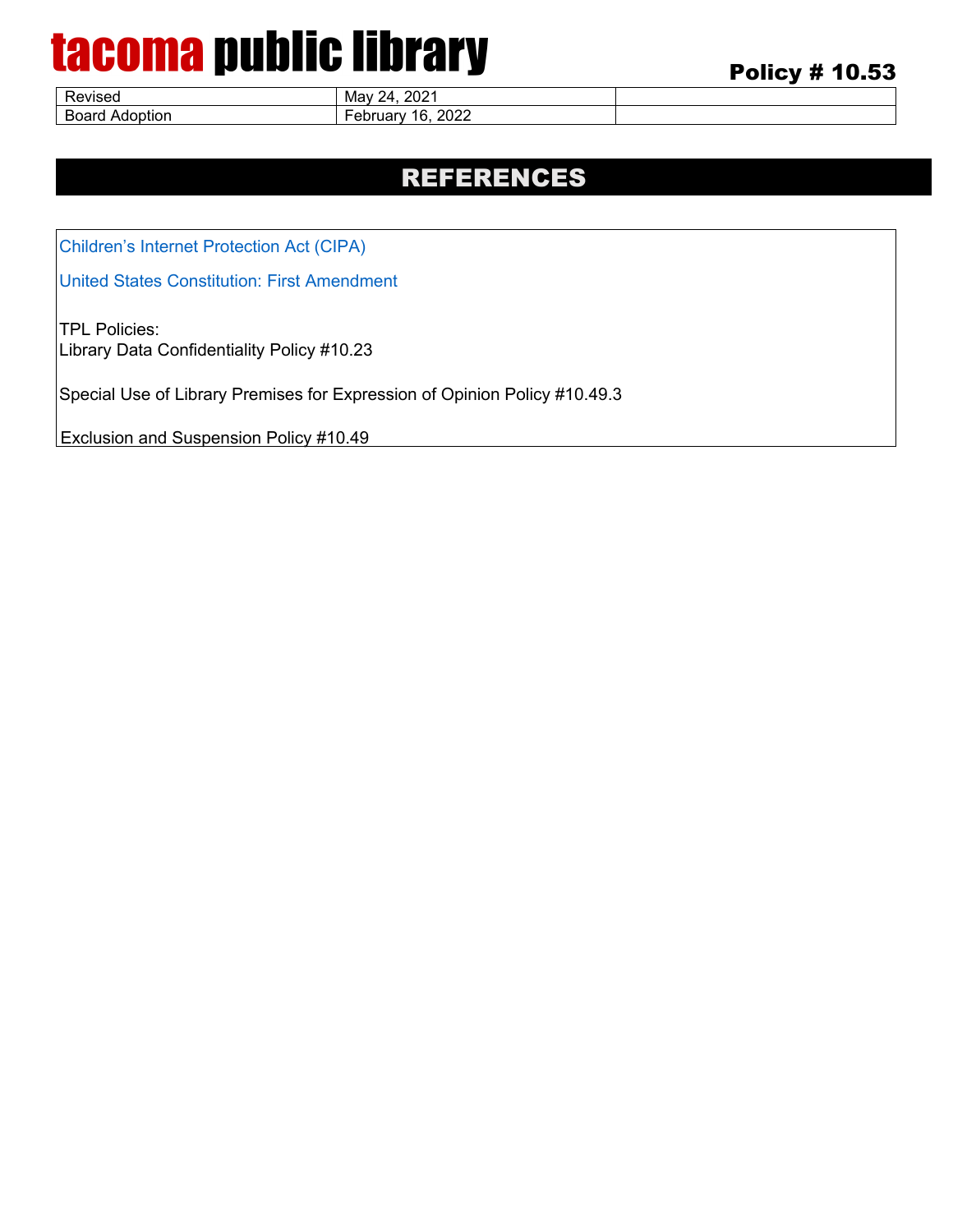| Revised | May 24, 2021 | |
|---|---|---|
| Board Adoption | February 16, 2022 | |

## REFERENCES

Children's Internet Protection Act (CIPA)

United States Constitution: First Amendment

TPL Policies:
Library Data Confidentiality Policy #10.23

Special Use of Library Premises for Expression of Opinion Policy #10.49.3

Exclusion and Suspension Policy #10.49